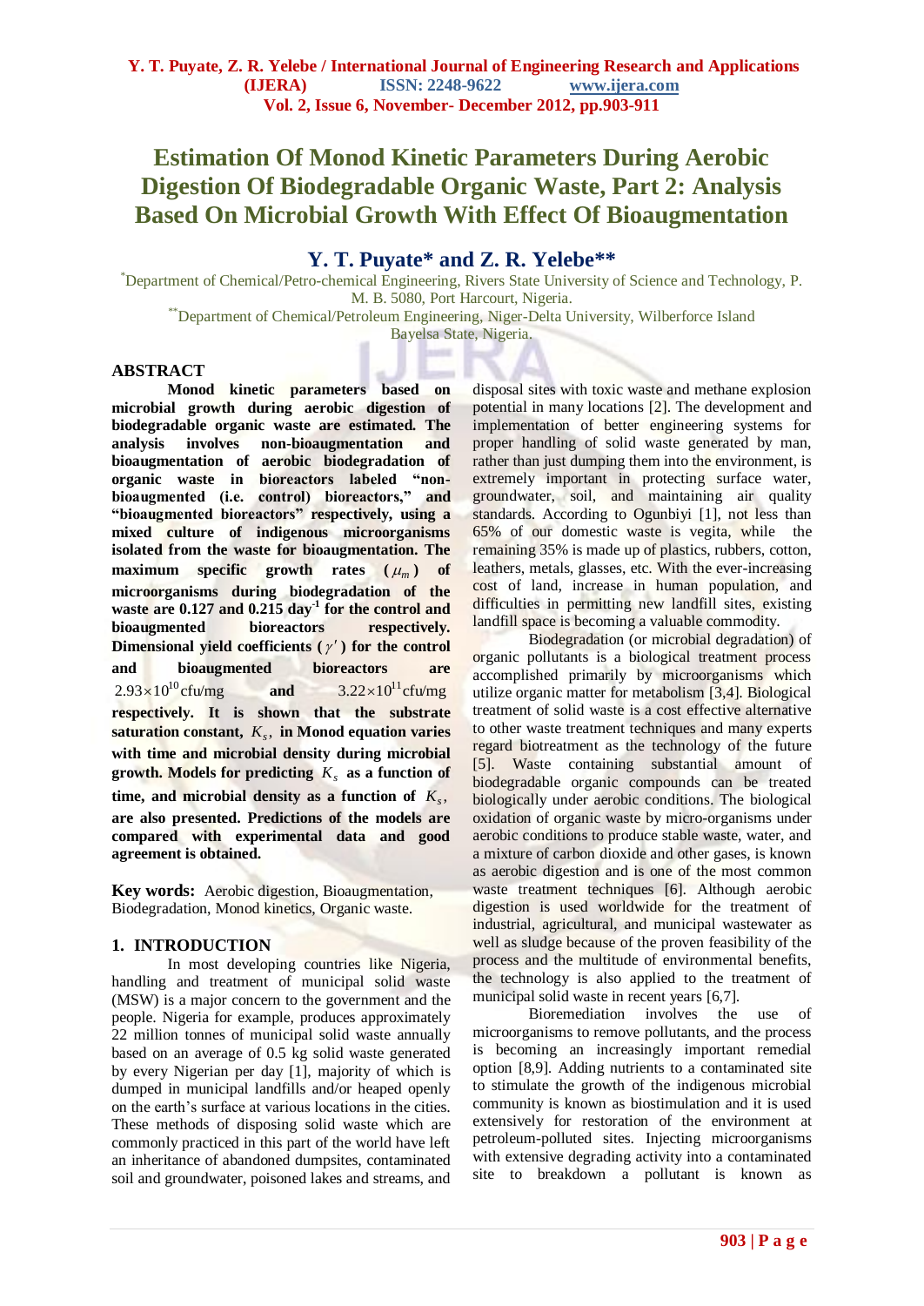# Estimation Of Monod Kinetic Parameters During Aerobic Digestion Of Biodegradable Organic Waste, Part 2: Analysis Based On Microbial Growth With Effect Of Bioaugmentation

## Y. T. Puyate* and Z. R. Yelebe**

*Department of Chemical/Petro-chemical Engineering, Rivers State University of Science and Technology, P. M. B. 5080, Port Harcourt, Nigeria.

**Department of Chemical/Petroleum Engineering, Niger-Delta University, Wilberforce Island Bayelsa State, Nigeria.

## ABSTRACT

**Monod kinetic parameters based on microbial growth during aerobic digestion of biodegradable organic waste are estimated. The analysis involves non-bioaugmentation and bioaugmentation of aerobic biodegradation of organic waste in bioreactors labeled "non-bioaugmented (i.e. control) bioreactors," and "bioaugmented bioreactors" respectively, using a mixed culture of indigenous microorganisms isolated from the waste for bioaugmentation. The maximum specific growth rates ($\mu_m$) of microorganisms during biodegradation of the waste are 0.127 and 0.215 day$^{-1}$ for the control and bioaugmented bioreactors respectively. Dimensional yield coefficients ($\gamma'$) for the control and bioaugmented bioreactors are $2.93\times10^{10}$ cfu/mg and $3.22\times10^{11}$ cfu/mg respectively. It is shown that the substrate saturation constant, $K_s$, in Monod equation varies with time and microbial density during microbial growth. Models for predicting $K_s$ as a function of time, and microbial density as a function of $K_s$, are also presented. Predictions of the models are compared with experimental data and good agreement is obtained.**

**Key words:** Aerobic digestion, Bioaugmentation, Biodegradation, Monod kinetics, Organic waste.

## 1. INTRODUCTION

In most developing countries like Nigeria, handling and treatment of municipal solid waste (MSW) is a major concern to the government and the people. Nigeria for example, produces approximately 22 million tonnes of municipal solid waste annually based on an average of 0.5 kg solid waste generated by every Nigerian per day [1], majority of which is dumped in municipal landfills and/or heaped openly on the earth's surface at various locations in the cities. These methods of disposing solid waste which are commonly practiced in this part of the world have left an inheritance of abandoned dumpsites, contaminated soil and groundwater, poisoned lakes and streams, and disposal sites with toxic waste and methane explosion potential in many locations [2]. The development and implementation of better engineering systems for proper handling of solid waste generated by man, rather than just dumping them into the environment, is extremely important in protecting surface water, groundwater, soil, and maintaining air quality standards. According to Ogunbiyi [1], not less than 65% of our domestic waste is vegita, while the remaining 35% is made up of plastics, rubbers, cotton, leathers, metals, glasses, etc. With the ever-increasing cost of land, increase in human population, and difficulties in permitting new landfill sites, existing landfill space is becoming a valuable commodity.

Biodegradation (or microbial degradation) of organic pollutants is a biological treatment process accomplished primarily by microorganisms which utilize organic matter for metabolism [3,4]. Biological treatment of solid waste is a cost effective alternative to other waste treatment techniques and many experts regard biotreatment as the technology of the future [5]. Waste containing substantial amount of biodegradable organic compounds can be treated biologically under aerobic conditions. The biological oxidation of organic waste by micro-organisms under aerobic conditions to produce stable waste, water, and a mixture of carbon dioxide and other gases, is known as aerobic digestion and is one of the most common waste treatment techniques [6]. Although aerobic digestion is used worldwide for the treatment of industrial, agricultural, and municipal wastewater as well as sludge because of the proven feasibility of the process and the multitude of environmental benefits, the technology is also applied to the treatment of municipal solid waste in recent years [6,7].

Bioremediation involves the use of microorganisms to remove pollutants, and the process is becoming an increasingly important remedial option [8,9]. Adding nutrients to a contaminated site to stimulate the growth of the indigenous microbial community is known as biostimulation and it is used extensively for restoration of the environment at petroleum-polluted sites. Injecting microorganisms with extensive degrading activity into a contaminated site to breakdown a pollutant is known as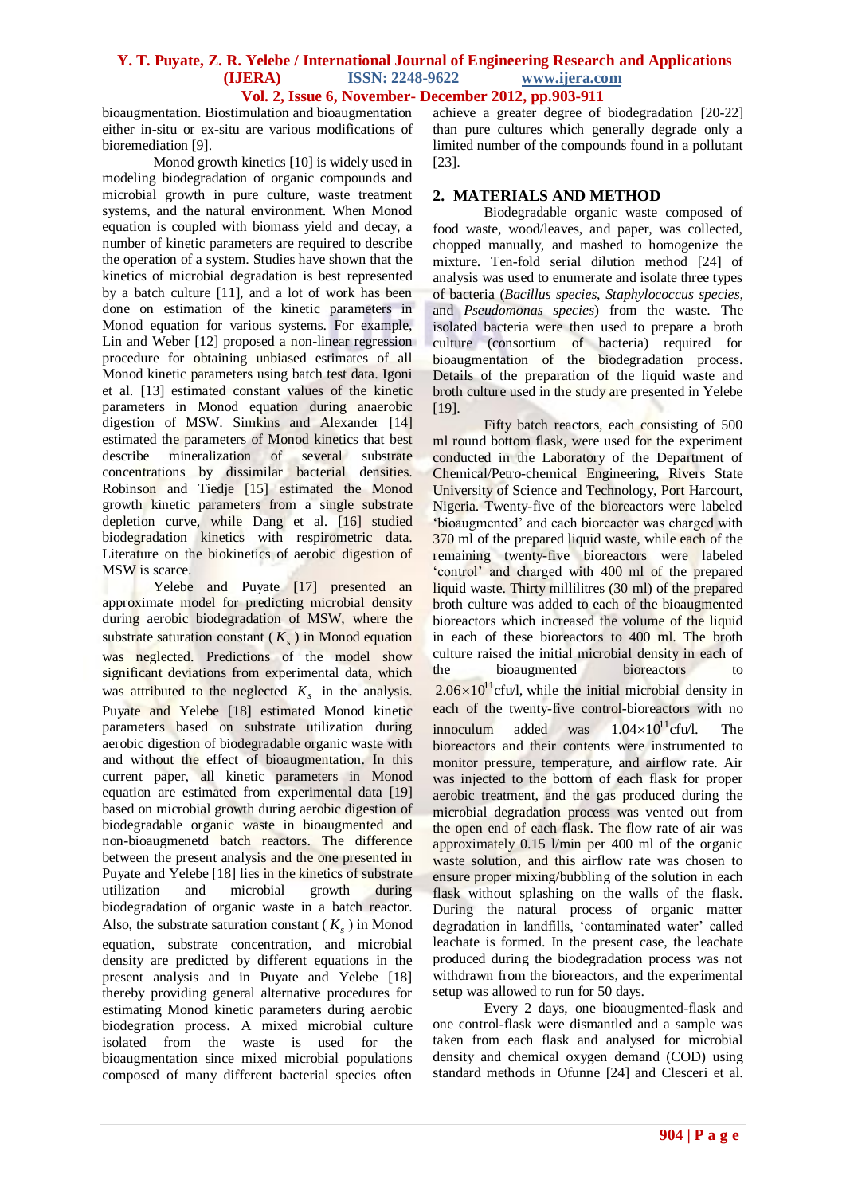bioaugmentation. Biostimulation and bioaugmentation either in-situ or ex-situ are various modifications of bioremediation [9].

Monod growth kinetics [10] is widely used in modeling biodegradation of organic compounds and microbial growth in pure culture, waste treatment systems, and the natural environment. When Monod equation is coupled with biomass yield and decay, a number of kinetic parameters are required to describe the operation of a system. Studies have shown that the kinetics of microbial degradation is best represented by a batch culture [11], and a lot of work has been done on estimation of the kinetic parameters in Monod equation for various systems. For example, Lin and Weber [12] proposed a non-linear regression procedure for obtaining unbiased estimates of all Monod kinetic parameters using batch test data. Igoni et al. [13] estimated constant values of the kinetic parameters in Monod equation during anaerobic digestion of MSW. Simkins and Alexander [14] estimated the parameters of Monod kinetics that best describe mineralization of several substrate concentrations by dissimilar bacterial densities. Robinson and Tiedje [15] estimated the Monod growth kinetic parameters from a single substrate depletion curve, while Dang et al. [16] studied biodegradation kinetics with respirometric data. Literature on the biokinetics of aerobic digestion of MSW is scarce.

Yelebe and Puyate [17] presented an approximate model for predicting microbial density during aerobic biodegradation of MSW, where the substrate saturation constant ($K_s$) in Monod equation was neglected. Predictions of the model show significant deviations from experimental data, which was attributed to the neglected $K_s$ in the analysis. Puyate and Yelebe [18] estimated Monod kinetic parameters based on substrate utilization during aerobic digestion of biodegradable organic waste with and without the effect of bioaugmentation. In this current paper, all kinetic parameters in Monod equation are estimated from experimental data [19] based on microbial growth during aerobic digestion of biodegradable organic waste in bioaugmented and non-bioaugmenetd batch reactors. The difference between the present analysis and the one presented in Puyate and Yelebe [18] lies in the kinetics of substrate utilization and microbial growth during biodegradation of organic waste in a batch reactor. Also, the substrate saturation constant ($K_s$) in Monod equation, substrate concentration, and microbial density are predicted by different equations in the present analysis and in Puyate and Yelebe [18] thereby providing general alternative procedures for estimating Monod kinetic parameters during aerobic biodegration process. A mixed microbial culture isolated from the waste is used for the bioaugmentation since mixed microbial populations composed of many different bacterial species often achieve a greater degree of biodegradation [20-22] than pure cultures which generally degrade only a limited number of the compounds found in a pollutant [23].

## 2. MATERIALS AND METHOD

Biodegradable organic waste composed of food waste, wood/leaves, and paper, was collected, chopped manually, and mashed to homogenize the mixture. Ten-fold serial dilution method [24] of analysis was used to enumerate and isolate three types of bacteria (*Bacillus species*, *Staphylococcus species*, and *Pseudomonas species*) from the waste. The isolated bacteria were then used to prepare a broth culture (consortium of bacteria) required for bioaugmentation of the biodegradation process. Details of the preparation of the liquid waste and broth culture used in the study are presented in Yelebe [19].

Fifty batch reactors, each consisting of 500 ml round bottom flask, were used for the experiment conducted in the Laboratory of the Department of Chemical/Petro-chemical Engineering, Rivers State University of Science and Technology, Port Harcourt, Nigeria. Twenty-five of the bioreactors were labeled 'bioaugmented' and each bioreactor was charged with 370 ml of the prepared liquid waste, while each of the remaining twenty-five bioreactors were labeled 'control' and charged with 400 ml of the prepared liquid waste. Thirty millilitres (30 ml) of the prepared broth culture was added to each of the bioaugmented bioreactors which increased the volume of the liquid in each of these bioreactors to 400 ml. The broth culture raised the initial microbial density in each of the bioaugmented bioreactors to $2.06\times10^{11}$cfu/l, while the initial microbial density in each of the twenty-five control-bioreactors with no innoculum added was $1.04\times10^{11}$cfu/l. The bioreactors and their contents were instrumented to monitor pressure, temperature, and airflow rate. Air was injected to the bottom of each flask for proper aerobic treatment, and the gas produced during the microbial degradation process was vented out from the open end of each flask. The flow rate of air was approximately 0.15 l/min per 400 ml of the organic waste solution, and this airflow rate was chosen to ensure proper mixing/bubbling of the solution in each flask without splashing on the walls of the flask. During the natural process of organic matter degradation in landfills, 'contaminated water' called leachate is formed. In the present case, the leachate produced during the biodegradation process was not withdrawn from the bioreactors, and the experimental setup was allowed to run for 50 days.

Every 2 days, one bioaugmented-flask and one control-flask were dismantled and a sample was taken from each flask and analysed for microbial density and chemical oxygen demand (COD) using standard methods in Ofunne [24] and Clesceri et al.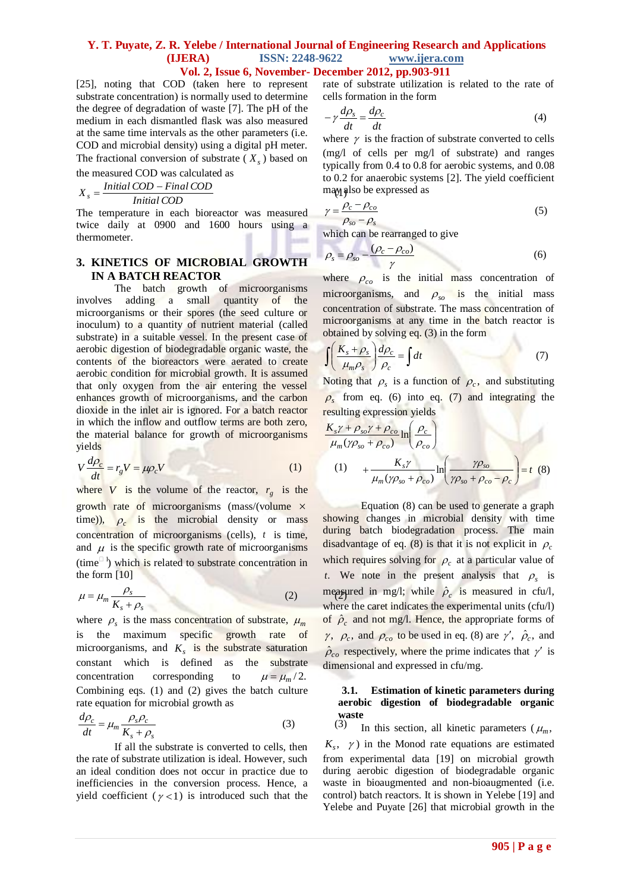[25], noting that COD (taken here to represent substrate concentration) is normally used to determine the degree of degradation of waste [7]. The pH of the medium in each dismantled flask was also measured at the same time intervals as the other parameters (i.e. COD and microbial density) using a digital pH meter. The fractional conversion of substrate ( $X_s$ ) based on the measured COD was calculated as

$$X_s = \frac{Initial\ COD - Final\ COD}{Initial\ COD}$$

The temperature in each bioreactor was measured twice daily at 0900 and 1600 hours using a thermometer.

## 3. KINETICS OF MICROBIAL GROWTH IN A BATCH REACTOR

The batch growth of microorganisms involves adding a small quantity of the microorganisms or their spores (the seed culture or inoculum) to a quantity of nutrient material (called substrate) in a suitable vessel. In the present case of aerobic digestion of biodegradable organic waste, the contents of the bioreactors were aerated to create aerobic condition for microbial growth. It is assumed that only oxygen from the air entering the vessel enhances growth of microorganisms, and the carbon dioxide in the inlet air is ignored. For a batch reactor in which the inflow and outflow terms are both zero, the material balance for growth of microorganisms yields

$$V\frac{d\rho_c}{dt} = r_g V = \mu\rho_c V \qquad (1)$$

where $V$ is the volume of the reactor, $r_g$ is the growth rate of microorganisms (mass/(volume × time)), $\rho_c$ is the microbial density or mass concentration of microorganisms (cells), $t$ is time, and $\mu$ is the specific growth rate of microorganisms (time$^{-1}$) which is related to substrate concentration in the form [10]

$$\mu = \mu_m \frac{\rho_s}{K_s + \rho_s} \qquad (2)$$

where $\rho_s$ is the mass concentration of substrate, $\mu_m$ is the maximum specific growth rate of microorganisms, and $K_s$ is the substrate saturation constant which is defined as the substrate concentration corresponding to $\mu = \mu_m / 2$. Combining eqs. (1) and (2) gives the batch culture rate equation for microbial growth as

$$\frac{d\rho_c}{dt} = \mu_m \frac{\rho_s \rho_c}{K_s + \rho_s} \qquad (3)$$

If all the substrate is converted to cells, then the rate of substrate utilization is ideal. However, such an ideal condition does not occur in practice due to inefficiencies in the conversion process. Hence, a yield coefficient ( $\gamma < 1$) is introduced such that the rate of substrate utilization is related to the rate of cells formation in the form

$$-\gamma\frac{d\rho_s}{dt} = \frac{d\rho_c}{dt} \qquad (4)$$

where $\gamma$ is the fraction of substrate converted to cells (mg/l of cells per mg/l of substrate) and ranges typically from 0.4 to 0.8 for aerobic systems, and 0.08 to 0.2 for anaerobic systems [2]. The yield coefficient may also be expressed as

$$\gamma = \frac{\rho_c - \rho_{co}}{\rho_{so} - \rho_s} \qquad (5)$$

which can be rearranged to give

$$\rho_s = \rho_{so} - \frac{(\rho_c - \rho_{co})}{\gamma} \qquad (6)$$

where $\rho_{co}$ is the initial mass concentration of microorganisms, and $\rho_{so}$ is the initial mass concentration of substrate. The mass concentration of microorganisms at any time in the batch reactor is obtained by solving eq. (3) in the form

$$\int\left(\frac{K_s + \rho_s}{\mu_m \rho_s}\right)\frac{d\rho_c}{\rho_c} = \int dt \qquad (7)$$

Noting that $\rho_s$ is a function of $\rho_c$, and substituting $\rho_s$ from eq. (6) into eq. (7) and integrating the resulting expression yields

$$\frac{K_s\gamma + \rho_{so}\gamma + \rho_{co}}{\mu_m(\gamma\rho_{so} + \rho_{co})}\ln\left(\frac{\rho_c}{\rho_{co}}\right) + \frac{K_s\gamma}{\mu_m(\gamma\rho_{so} + \rho_{co})}\ln\left(\frac{\gamma\rho_{so}}{\gamma\rho_{so} + \rho_{co} - \rho_c}\right) = t \qquad (8)$$

Equation (8) can be used to generate a graph showing changes in microbial density with time during batch biodegradation process. The main disadvantage of eq. (8) is that it is not explicit in $\rho_c$ which requires solving for $\rho_c$ at a particular value of $t$. We note in the present analysis that $\rho_s$ is measured in mg/l; while $\hat{\rho}_c$ is measured in cfu/l, where the caret indicates the experimental units (cfu/l) of $\hat{\rho}_c$ and not mg/l. Hence, the appropriate forms of $\gamma$, $\rho_c$, and $\rho_{co}$ to be used in eq. (8) are $\gamma'$, $\hat{\rho}_c$, and $\hat{\rho}_{co}$ respectively, where the prime indicates that $\gamma'$ is dimensional and expressed in cfu/mg.

### 3.1. Estimation of kinetic parameters during aerobic digestion of biodegradable organic waste

In this section, all kinetic parameters ( $\mu_m$, $K_s$, $\gamma$ ) in the Monod rate equations are estimated from experimental data [19] on microbial growth during aerobic digestion of biodegradable organic waste in bioaugmented and non-bioaugmented (i.e. control) batch reactors. It is shown in Yelebe [19] and Yelebe and Puyate [26] that microbial growth in the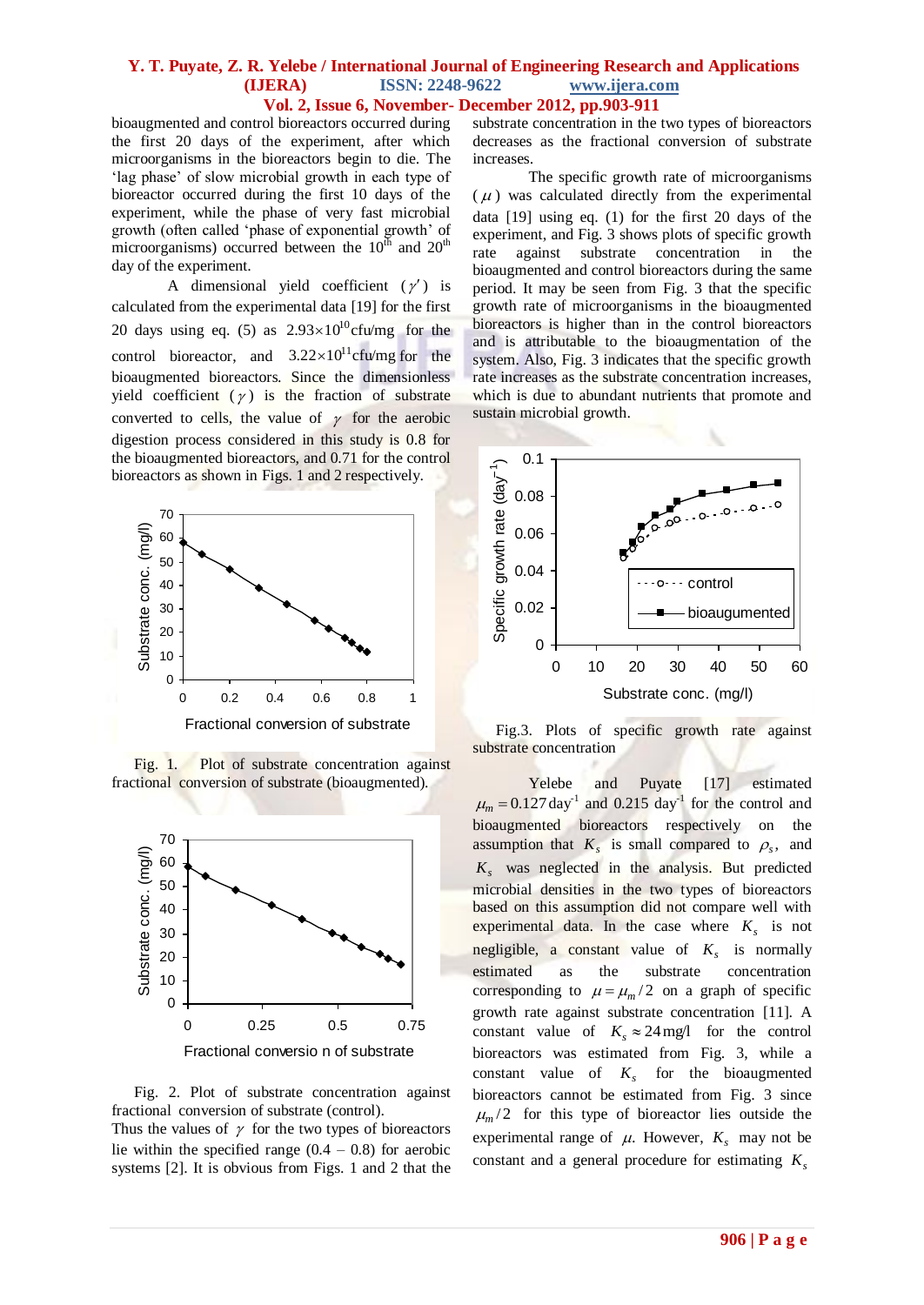bioaugmented and control bioreactors occurred during the first 20 days of the experiment, after which microorganisms in the bioreactors begin to die. The 'lag phase' of slow microbial growth in each type of bioreactor occurred during the first 10 days of the experiment, while the phase of very fast microbial growth (often called 'phase of exponential growth' of microorganisms) occurred between the 10th and 20th day of the experiment.

A dimensional yield coefficient ($\gamma'$) is calculated from the experimental data [19] for the first 20 days using eq. (5) as $2.93\times10^{10}$cfu/mg for the control bioreactor, and $3.22\times10^{11}$cfu/mg for the bioaugmented bioreactors. Since the dimensionless yield coefficient ($\gamma$) is the fraction of substrate converted to cells, the value of $\gamma$ for the aerobic digestion process considered in this study is 0.8 for the bioaugmented bioreactors, and 0.71 for the control bioreactors as shown in Figs. 1 and 2 respectively.

Fig. 1. Plot of substrate concentration against fractional conversion of substrate (bioaugmented).

Fig. 2. Plot of substrate concentration against fractional conversion of substrate (control).

Thus the values of $\gamma$ for the two types of bioreactors lie within the specified range (0.4 – 0.8) for aerobic systems [2]. It is obvious from Figs. 1 and 2 that the substrate concentration in the two types of bioreactors decreases as the fractional conversion of substrate increases.

The specific growth rate of microorganisms ($\mu$) was calculated directly from the experimental data [19] using eq. (1) for the first 20 days of the experiment, and Fig. 3 shows plots of specific growth rate against substrate concentration in the bioaugmented and control bioreactors during the same period. It may be seen from Fig. 3 that the specific growth rate of microorganisms in the bioaugmented bioreactors is higher than in the control bioreactors and is attributable to the bioaugmentation of the system. Also, Fig. 3 indicates that the specific growth rate increases as the substrate concentration increases, which is due to abundant nutrients that promote and sustain microbial growth.

Fig.3. Plots of specific growth rate against substrate concentration

Yelebe and Puyate [17] estimated $\mu_m = 0.127\,\text{day}^{-1}$ and 0.215 day$^{-1}$ for the control and bioaugmented bioreactors respectively on the assumption that $K_s$ is small compared to $\rho_s$, and $K_s$ was neglected in the analysis. But predicted microbial densities in the two types of bioreactors based on this assumption did not compare well with experimental data. In the case where $K_s$ is not negligible, a constant value of $K_s$ is normally estimated as the substrate concentration corresponding to $\mu = \mu_m/2$ on a graph of specific growth rate against substrate concentration [11]. A constant value of $K_s \approx 24\,\text{mg/l}$ for the control bioreactors was estimated from Fig. 3, while a constant value of $K_s$ for the bioaugmented bioreactors cannot be estimated from Fig. 3 since $\mu_m/2$ for this type of bioreactor lies outside the experimental range of $\mu$. However, $K_s$ may not be constant and a general procedure for estimating $K_s$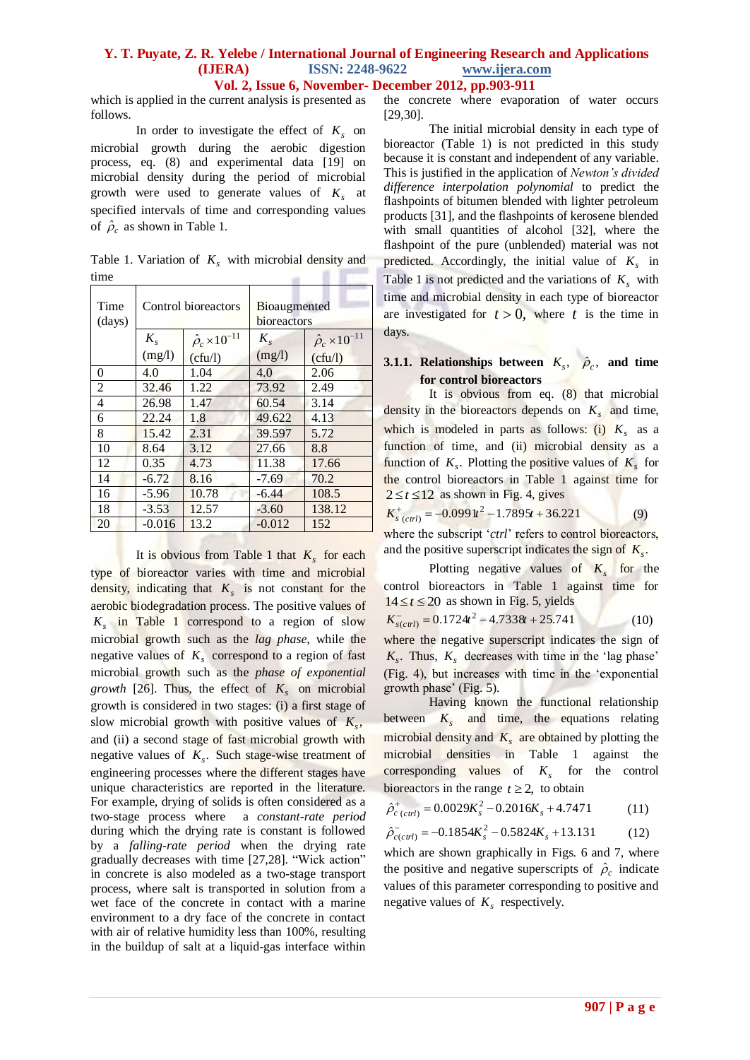which is applied in the current analysis is presented as follows.

In order to investigate the effect of $K_s$ on microbial growth during the aerobic digestion process, eq. (8) and experimental data [19] on microbial density during the period of microbial growth were used to generate values of $K_s$ at specified intervals of time and corresponding values of $\hat{\rho}_c$ as shown in Table 1.

Table 1. Variation of $K_s$ with microbial density and time

| Time (days) | Control bioreactors | | Bioaugmented bioreactors | |
|---|---|---|---|---|
| | $K_s$ (mg/l) | $\hat{\rho}_c \times 10^{-11}$ (cfu/l) | $K_s$ (mg/l) | $\hat{\rho}_c \times 10^{-11}$ (cfu/l) |
| 0 | 4.0 | 1.04 | 4.0 | 2.06 |
| 2 | 32.46 | 1.22 | 73.92 | 2.49 |
| 4 | 26.98 | 1.47 | 60.54 | 3.14 |
| 6 | 22.24 | 1.8 | 49.622 | 4.13 |
| 8 | 15.42 | 2.31 | 39.597 | 5.72 |
| 10 | 8.64 | 3.12 | 27.66 | 8.8 |
| 12 | 0.35 | 4.73 | 11.38 | 17.66 |
| 14 | -6.72 | 8.16 | -7.69 | 70.2 |
| 16 | -5.96 | 10.78 | -6.44 | 108.5 |
| 18 | -3.53 | 12.57 | -3.60 | 138.12 |
| 20 | -0.016 | 13.2 | -0.012 | 152 |

It is obvious from Table 1 that $K_s$ for each type of bioreactor varies with time and microbial density, indicating that $K_s$ is not constant for the aerobic biodegradation process. The positive values of $K_s$ in Table 1 correspond to a region of slow microbial growth such as the *lag phase*, while the negative values of $K_s$ correspond to a region of fast microbial growth such as the *phase of exponential growth* [26]. Thus, the effect of $K_s$ on microbial growth is considered in two stages: (i) a first stage of slow microbial growth with positive values of $K_s$, and (ii) a second stage of fast microbial growth with negative values of $K_s$. Such stage-wise treatment of engineering processes where the different stages have unique characteristics are reported in the literature. For example, drying of solids is often considered as a two-stage process where a *constant-rate period* during which the drying rate is constant is followed by a *falling-rate period* when the drying rate gradually decreases with time [27,28]. "Wick action" in concrete is also modeled as a two-stage transport process, where salt is transported in solution from a wet face of the concrete in contact with a marine environment to a dry face of the concrete in contact with air of relative humidity less than 100%, resulting in the buildup of salt at a liquid-gas interface within the concrete where evaporation of water occurs [29,30].

The initial microbial density in each type of bioreactor (Table 1) is not predicted in this study because it is constant and independent of any variable. This is justified in the application of *Newton's divided difference interpolation polynomial* to predict the flashpoints of bitumen blended with lighter petroleum products [31], and the flashpoints of kerosene blended with small quantities of alcohol [32], where the flashpoint of the pure (unblended) material was not predicted. Accordingly, the initial value of $K_s$ in Table 1 is not predicted and the variations of $K_s$ with time and microbial density in each type of bioreactor are investigated for $t > 0$, where $t$ is the time in days.

### 3.1.1. Relationships between $K_s$, $\hat{\rho}_c$, and time for control bioreactors

It is obvious from eq. (8) that microbial density in the bioreactors depends on $K_s$ and time, which is modeled in parts as follows: (i) $K_s$ as a function of time, and (ii) microbial density as a function of $K_s$. Plotting the positive values of $K_s$ for the control bioreactors in Table 1 against time for $2 \le t \le 12$ as shown in Fig. 4, gives

$$K^+_{s\,(ctrl)} = -0.0991t^2 - 1.7895t + 36.221 \qquad (9)$$

where the subscript '*ctrl*' refers to control bioreactors, and the positive superscript indicates the sign of $K_s$.

Plotting negative values of $K_s$ for the control bioreactors in Table 1 against time for $14 \le t \le 20$ as shown in Fig. 5, yields

$$K^-_{s(ctrl)} = 0.1724t^2 - 4.7338t + 25.741 \qquad (10)$$

where the negative superscript indicates the sign of $K_s$. Thus, $K_s$ decreases with time in the 'lag phase' (Fig. 4), but increases with time in the 'exponential growth phase' (Fig. 5).

Having known the functional relationship between $K_s$ and time, the equations relating microbial density and $K_s$ are obtained by plotting the microbial densities in Table 1 against the corresponding values of $K_s$ for the control bioreactors in the range $t \ge 2$, to obtain

$$\hat{\rho}^+_{c\,(ctrl)} = 0.0029K_s^2 - 0.2016K_s + 4.7471 \qquad (11)$$

$$\hat{\rho}^-_{c(ctrl)} = -0.1854K_s^2 - 0.5824K_s + 13.131 \qquad (12)$$

which are shown graphically in Figs. 6 and 7, where the positive and negative superscripts of $\hat{\rho}_c$ indicate values of this parameter corresponding to positive and negative values of $K_s$ respectively.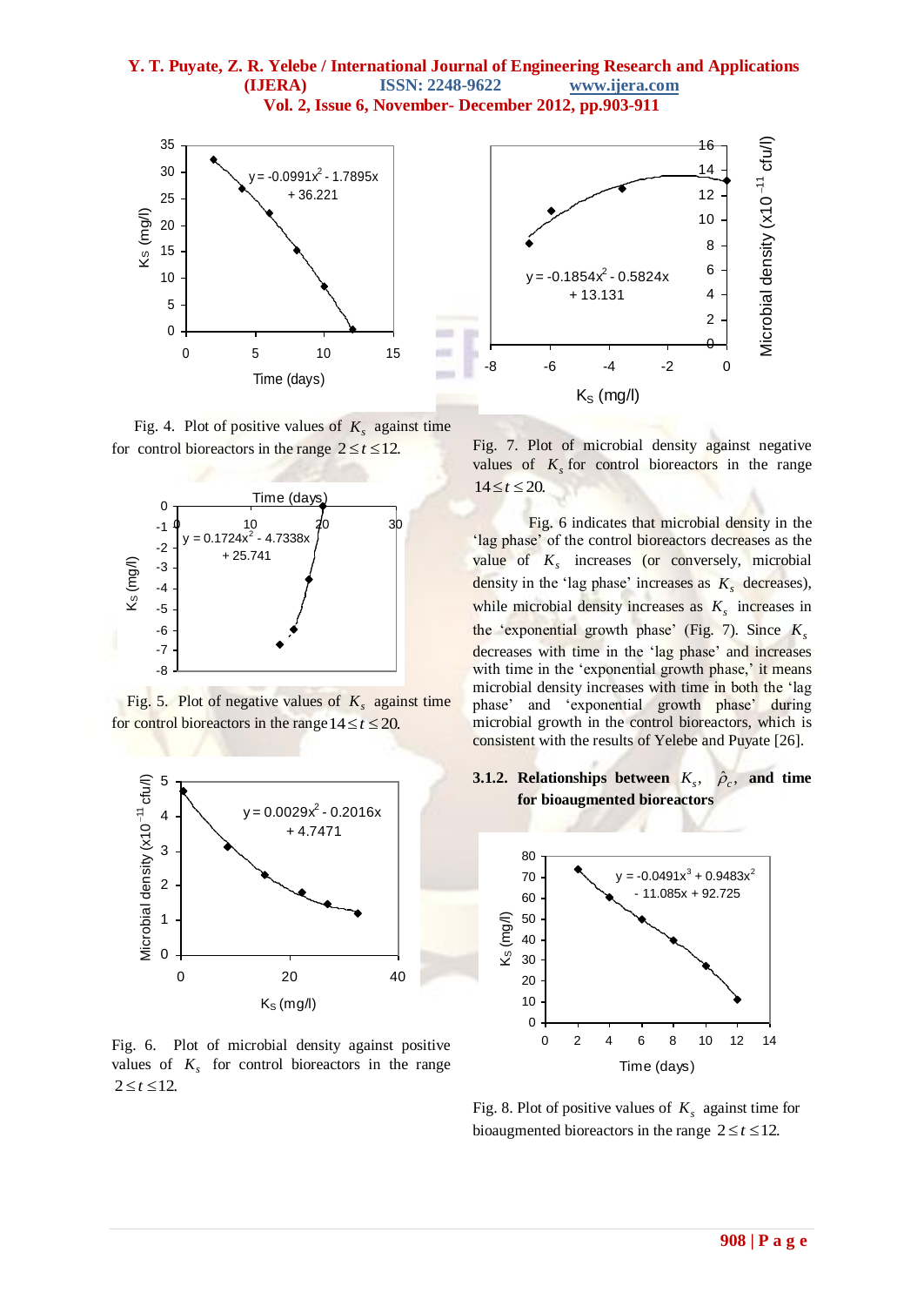Fig. 4. Plot of positive values of $K_s$ against time for control bioreactors in the range $2 \le t \le 12$.

Fig. 5. Plot of negative values of $K_s$ against time for control bioreactors in the range $14 \le t \le 20$.

Fig. 6. Plot of microbial density against positive values of $K_s$ for control bioreactors in the range $2 \le t \le 12$.

Fig. 7. Plot of microbial density against negative values of $K_s$ for control bioreactors in the range $14 \le t \le 20$.

Fig. 6 indicates that microbial density in the 'lag phase' of the control bioreactors decreases as the value of $K_s$ increases (or conversely, microbial density in the 'lag phase' increases as $K_s$ decreases), while microbial density increases as $K_s$ increases in the 'exponential growth phase' (Fig. 7). Since $K_s$ decreases with time in the 'lag phase' and increases with time in the 'exponential growth phase,' it means microbial density increases with time in both the 'lag phase' and 'exponential growth phase' during microbial growth in the control bioreactors, which is consistent with the results of Yelebe and Puyate [26].

### 3.1.2. Relationships between $K_s$, $\hat{\rho}_c$, and time for bioaugmented bioreactors

Fig. 8. Plot of positive values of $K_s$ against time for bioaugmented bioreactors in the range $2 \le t \le 12$.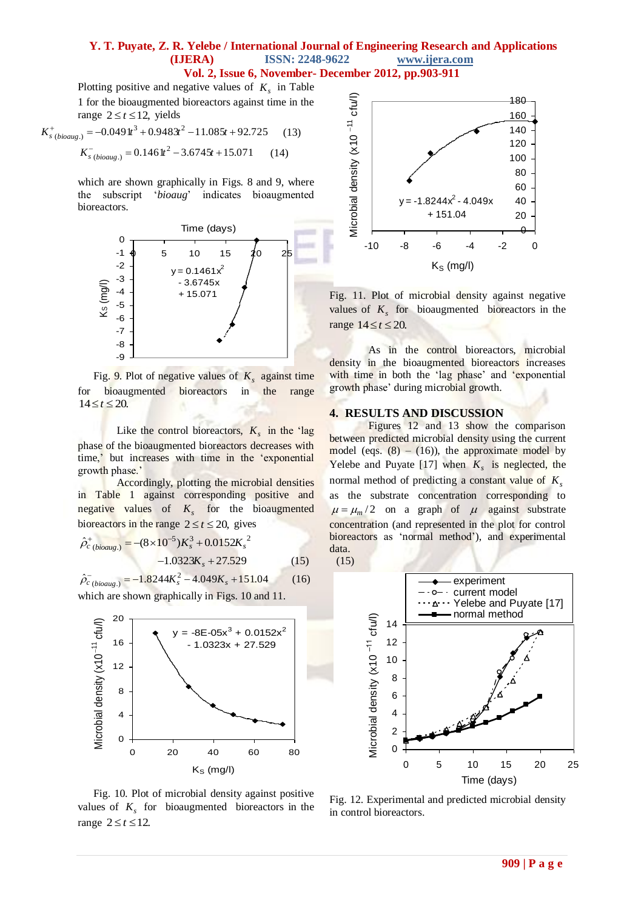Plotting positive and negative values of $K_s$ in Table 1 for the bioaugmented bioreactors against time in the range $2 \le t \le 12$, yields

$$K^+_{s\,(bioaug.)} = -0.0491t^3 + 0.9483t^2 - 11.085t + 92.725 \quad (13)$$

$$K^-_{s\,(bioaug.)} = 0.1461t^2 - 3.6745t + 15.071 \quad (14)$$

which are shown graphically in Figs. 8 and 9, where the subscript '*bioaug*' indicates bioaugmented bioreactors.

Fig. 9. Plot of negative values of $K_s$ against time for bioaugmented bioreactors in the range $14 \le t \le 20$.

Like the control bioreactors, $K_s$ in the 'lag phase of the bioaugmented bioreactors decreases with time,' but increases with time in the 'exponential growth phase.'

Accordingly, plotting the microbial densities in Table 1 against corresponding positive and negative values of $K_s$ for the bioaugmented bioreactors in the range $2 \le t \le 20$, gives

$$\hat{\rho}^+_{c\,(bioaug.)} = -(8\times10^{-5})K_s^3 + 0.0152K_s^2 - 1.0323K_s + 27.529 \quad (15)$$

$$\hat{\rho}^-_{c\,(bioaug.)} = -1.8244K_s^2 - 4.049K_s + 151.04 \quad (16)$$

which are shown graphically in Figs. 10 and 11.

Fig. 10. Plot of microbial density against positive values of $K_s$ for bioaugmented bioreactors in the range $2 \le t \le 12$.

Fig. 11. Plot of microbial density against negative values of $K_s$ for bioaugmented bioreactors in the range $14 \le t \le 20$.

As in the control bioreactors, microbial density in the bioaugmented bioreactors increases with time in both the 'lag phase' and 'exponential growth phase' during microbial growth.

## 4. RESULTS AND DISCUSSION

Figures 12 and 13 show the comparison between predicted microbial density using the current model (eqs. (8) – (16)), the approximate model by Yelebe and Puyate [17] when $K_s$ is neglected, the normal method of predicting a constant value of $K_s$ as the substrate concentration corresponding to $\mu = \mu_m/2$ on a graph of $\mu$ against substrate concentration (and represented in the plot for control bioreactors as 'normal method'), and experimental data.

(15)

Fig. 12. Experimental and predicted microbial density in control bioreactors.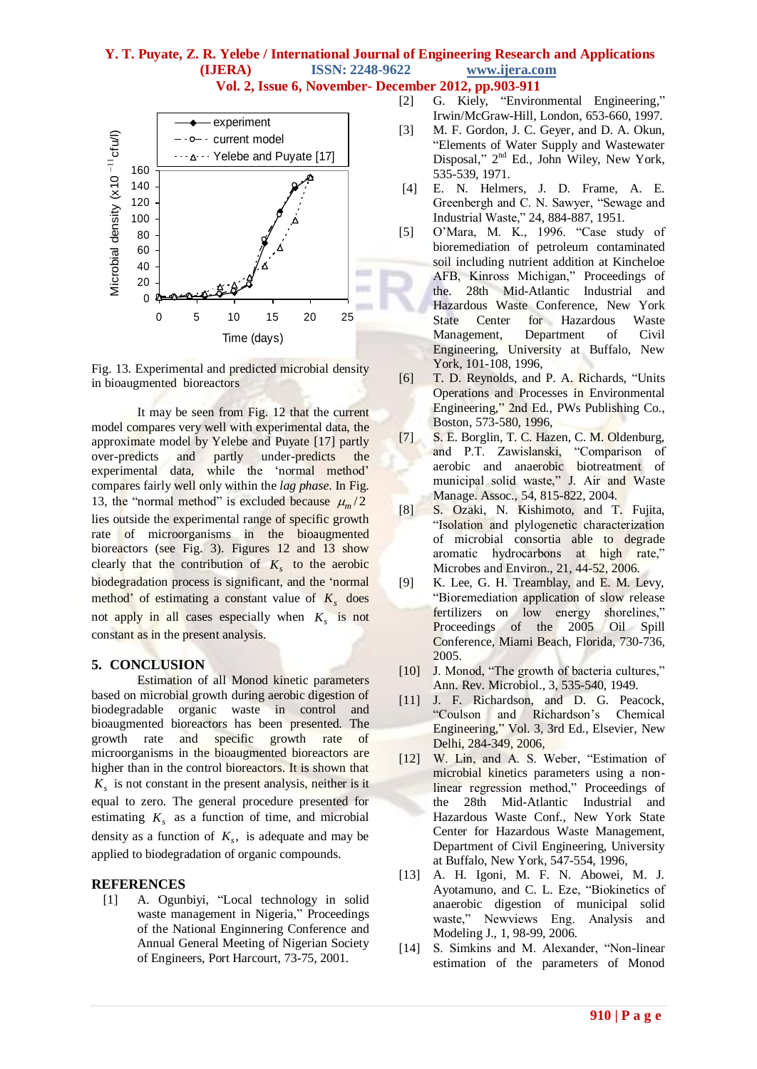Fig. 13. Experimental and predicted microbial density in bioaugmented bioreactors

It may be seen from Fig. 12 that the current model compares very well with experimental data, the approximate model by Yelebe and Puyate [17] partly over-predicts and partly under-predicts the experimental data, while the 'normal method' compares fairly well only within the *lag phase*. In Fig. 13, the "normal method" is excluded because $\mu_m/2$ lies outside the experimental range of specific growth rate of microorganisms in the bioaugmented bioreactors (see Fig. 3). Figures 12 and 13 show clearly that the contribution of $K_s$ to the aerobic biodegradation process is significant, and the 'normal method' of estimating a constant value of $K_s$ does not apply in all cases especially when $K_s$ is not constant as in the present analysis.

## 5. CONCLUSION

Estimation of all Monod kinetic parameters based on microbial growth during aerobic digestion of biodegradable organic waste in control and bioaugmented bioreactors has been presented. The growth rate and specific growth rate of microorganisms in the bioaugmented bioreactors are higher than in the control bioreactors. It is shown that $K_s$ is not constant in the present analysis, neither is it equal to zero. The general procedure presented for estimating $K_s$ as a function of time, and microbial density as a function of $K_s$, is adequate and may be applied to biodegradation of organic compounds.

## REFERENCES

[1] A. Ogunbiyi, "Local technology in solid waste management in Nigeria," Proceedings of the National Enginnering Conference and Annual General Meeting of Nigerian Society of Engineers, Port Harcourt, 73-75, 2001.

[2] G. Kiely, "Environmental Engineering," Irwin/McGraw-Hill, London, 653-660, 1997.

[3] M. F. Gordon, J. C. Geyer, and D. A. Okun, "Elements of Water Supply and Wastewater Disposal," 2nd Ed., John Wiley, New York, 535-539, 1971.

[4] E. N. Helmers, J. D. Frame, A. E. Greenbergh and C. N. Sawyer, "Sewage and Industrial Waste," 24, 884-887, 1951.

[5] O'Mara, M. K., 1996. "Case study of bioremediation of petroleum contaminated soil including nutrient addition at Kincheloe AFB, Kinross Michigan," Proceedings of the. 28th Mid-Atlantic Industrial and Hazardous Waste Conference, New York State Center for Hazardous Waste Management, Department of Civil Engineering, University at Buffalo, New York, 101-108, 1996,

[6] T. D. Reynolds, and P. A. Richards, "Units Operations and Processes in Environmental Engineering," 2nd Ed., PWs Publishing Co., Boston, 573-580, 1996,

[7] S. E. Borglin, T. C. Hazen, C. M. Oldenburg, and P.T. Zawislanski, "Comparison of aerobic and anaerobic biotreatment of municipal solid waste," J. Air and Waste Manage. Assoc., 54, 815-822, 2004.

[8] S. Ozaki, N. Kishimoto, and T. Fujita, "Isolation and plylogenetic characterization of microbial consortia able to degrade aromatic hydrocarbons at high rate," Microbes and Environ., 21, 44-52, 2006.

[9] K. Lee, G. H. Treamblay, and E. M. Levy, "Bioremediation application of slow release fertilizers on low energy shorelines," Proceedings of the 2005 Oil Spill Conference, Miami Beach, Florida, 730-736, 2005.

[10] J. Monod, "The growth of bacteria cultures," Ann. Rev. Microbiol., 3, 535-540, 1949.

[11] J. F. Richardson, and D. G. Peacock, "Coulson and Richardson's Chemical Engineering," Vol. 3, 3rd Ed., Elsevier, New Delhi, 284-349, 2006,

[12] W. Lin, and A. S. Weber, "Estimation of microbial kinetics parameters using a non-linear regression method," Proceedings of the 28th Mid-Atlantic Industrial and Hazardous Waste Conf., New York State Center for Hazardous Waste Management, Department of Civil Engineering, University at Buffalo, New York, 547-554, 1996,

[13] A. H. Igoni, M. F. N. Abowei, M. J. Ayotamuno, and C. L. Eze, "Biokinetics of anaerobic digestion of municipal solid waste," Newviews Eng. Analysis and Modeling J., 1, 98-99, 2006.

[14] S. Simkins and M. Alexander, "Non-linear estimation of the parameters of Monod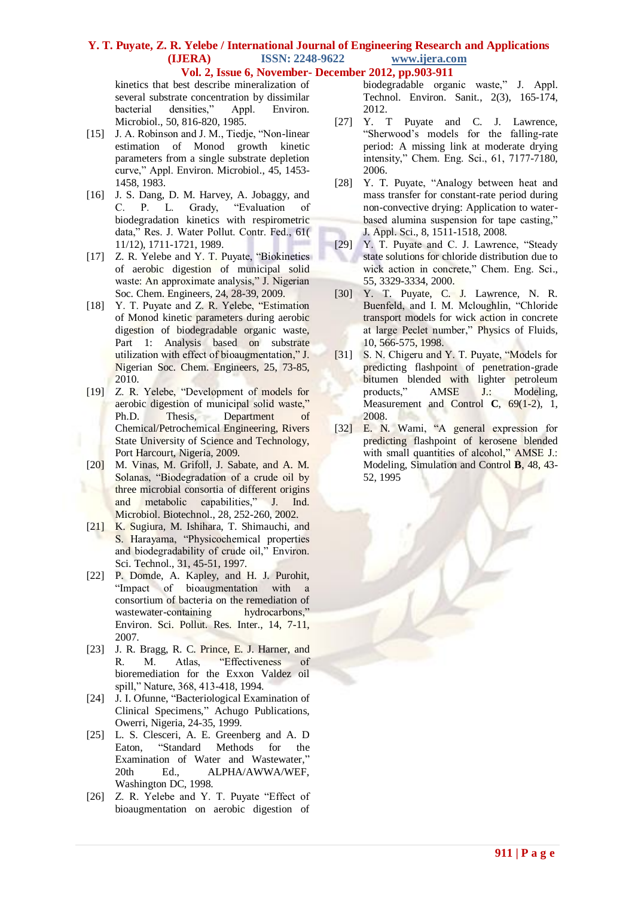kinetics that best describe mineralization of several substrate concentration by dissimilar bacterial densities," Appl. Environ. Microbiol., 50, 816-820, 1985.

[15] J. A. Robinson and J. M., Tiedje, "Non-linear estimation of Monod growth kinetic parameters from a single substrate depletion curve," Appl. Environ. Microbiol., 45, 1453-1458, 1983.

[16] J. S. Dang, D. M. Harvey, A. Jobaggy, and C. P. L. Grady, "Evaluation of biodegradation kinetics with respirometric data," Res. J. Water Pollut. Contr. Fed., 61( 11/12), 1711-1721, 1989.

[17] Z. R. Yelebe and Y. T. Puyate, "Biokinetics of aerobic digestion of municipal solid waste: An approximate analysis," J. Nigerian Soc. Chem. Engineers, 24, 28-39, 2009.

[18] Y. T. Puyate and Z. R. Yelebe, "Estimation of Monod kinetic parameters during aerobic digestion of biodegradable organic waste, Part 1: Analysis based on substrate utilization with effect of bioaugmentation," J. Nigerian Soc. Chem. Engineers, 25, 73-85, 2010.

[19] Z. R. Yelebe, "Development of models for aerobic digestion of municipal solid waste," Ph.D. Thesis, Department of Chemical/Petrochemical Engineering, Rivers State University of Science and Technology, Port Harcourt, Nigeria, 2009.

[20] M. Vinas, M. Grifoll, J. Sabate, and A. M. Solanas, "Biodegradation of a crude oil by three microbial consortia of different origins and metabolic capabilities," J. Ind. Microbiol. Biotechnol., 28, 252-260, 2002.

[21] K. Sugiura, M. Ishihara, T. Shimauchi, and S. Harayama, "Physicochemical properties and biodegradability of crude oil," Environ. Sci. Technol., 31, 45-51, 1997.

[22] P. Domde, A. Kapley, and H. J. Purohit, "Impact of bioaugmentation with a consortium of bacteria on the remediation of wastewater-containing hydrocarbons," Environ. Sci. Pollut. Res. Inter., 14, 7-11, 2007.

[23] J. R. Bragg, R. C. Prince, E. J. Harner, and R. M. Atlas, "Effectiveness of bioremediation for the Exxon Valdez oil spill," Nature, 368, 413-418, 1994.

[24] J. I. Ofunne, "Bacteriological Examination of Clinical Specimens," Achugo Publications, Owerri, Nigeria, 24-35, 1999.

[25] L. S. Clesceri, A. E. Greenberg and A. D Eaton, "Standard Methods for the Examination of Water and Wastewater," 20th Ed., ALPHA/AWWA/WEF, Washington DC, 1998.

[26] Z. R. Yelebe and Y. T. Puyate "Effect of bioaugmentation on aerobic digestion of biodegradable organic waste," J. Appl. Technol. Environ. Sanit., 2(3), 165-174, 2012.

[27] Y. T Puyate and C. J. Lawrence, "Sherwood's models for the falling-rate period: A missing link at moderate drying intensity," Chem. Eng. Sci., 61, 7177-7180, 2006.

[28] Y. T. Puyate, "Analogy between heat and mass transfer for constant-rate period during non-convective drying: Application to water-based alumina suspension for tape casting," J. Appl. Sci., 8, 1511-1518, 2008.

[29] Y. T. Puyate and C. J. Lawrence, "Steady state solutions for chloride distribution due to wick action in concrete," Chem. Eng. Sci., 55, 3329-3334, 2000.

[30] Y. T. Puyate, C. J. Lawrence, N. R. Buenfeld, and I. M. Mcloughlin, "Chloride transport models for wick action in concrete at large Peclet number," Physics of Fluids, 10, 566-575, 1998.

[31] S. N. Chigeru and Y. T. Puyate, "Models for predicting flashpoint of penetration-grade bitumen blended with lighter petroleum products," AMSE J.: Modeling, Measurement and Control **C**, 69(1-2), 1, 2008.

[32] E. N. Wami, "A general expression for predicting flashpoint of kerosene blended with small quantities of alcohol," AMSE J.: Modeling, Simulation and Control **B**, 48, 43-52, 1995